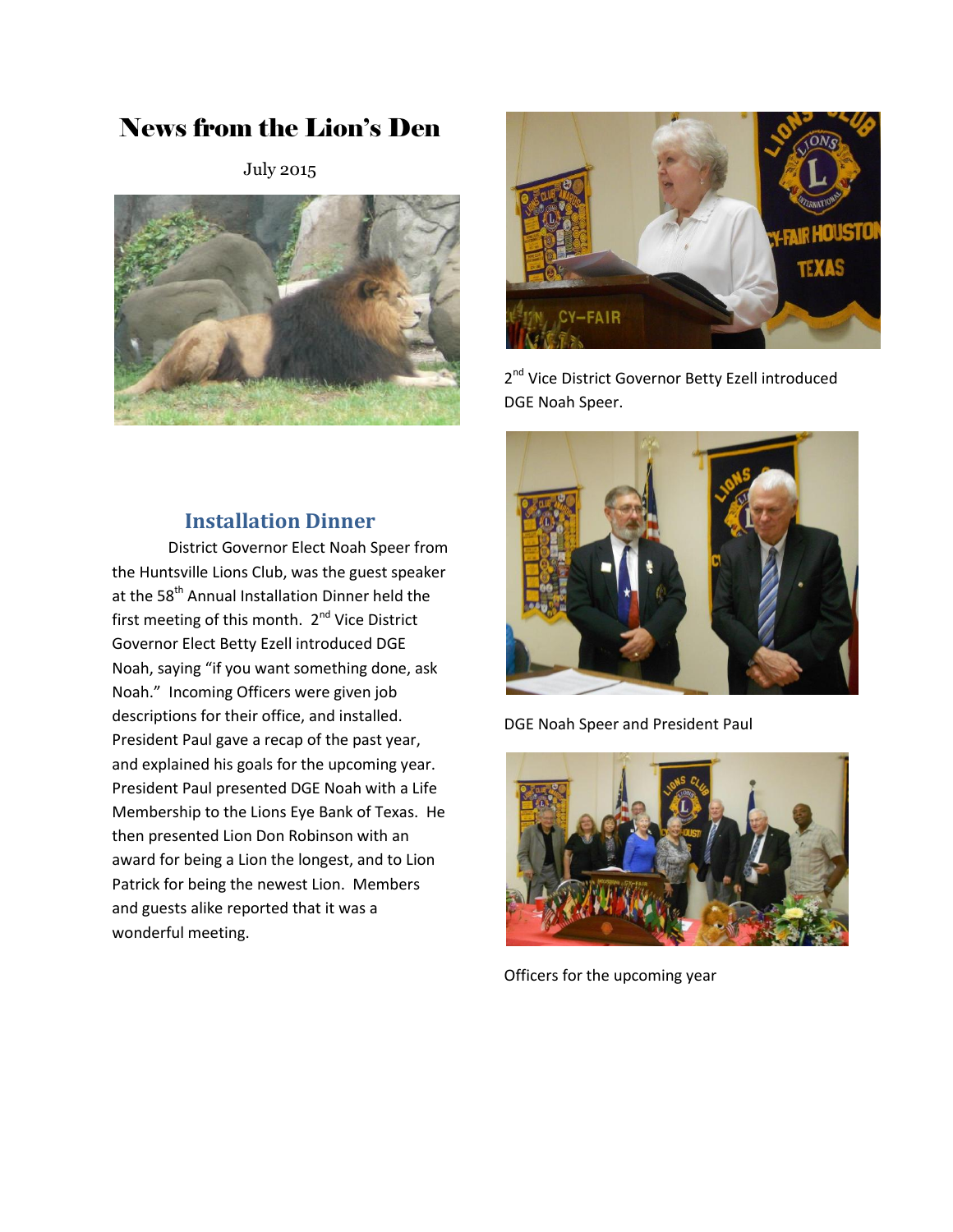# News from the Lion's Den

July 2015

## Installation Dinner

District Governor Elect Noah Speer from the Huntsville Lions Club, was the guest speaker at the 58th Annual Installation Dinner held the first meeting of this month. 2nd Vice District Governor Elect Betty Ezell introduced DGE Noah, saying "if you want something done, ask Noah." Incoming Officers were given job descriptions for their office, and installed. President Paul gave a recap of the past year, and explained his goals for the upcoming year. President Paul presented DGE Noah with a Life Membership to the Lions Eye Bank of Texas. He then presented Lion Don Robinson with an award for being a Lion the longest, and to Lion Patrick for being the newest Lion. Members and guests alike reported that it was a wonderful meeting.

2nd Vice District Governor Betty Ezell introduced DGE Noah Speer.

DGE Noah Speer and President Paul

Officers for the upcoming year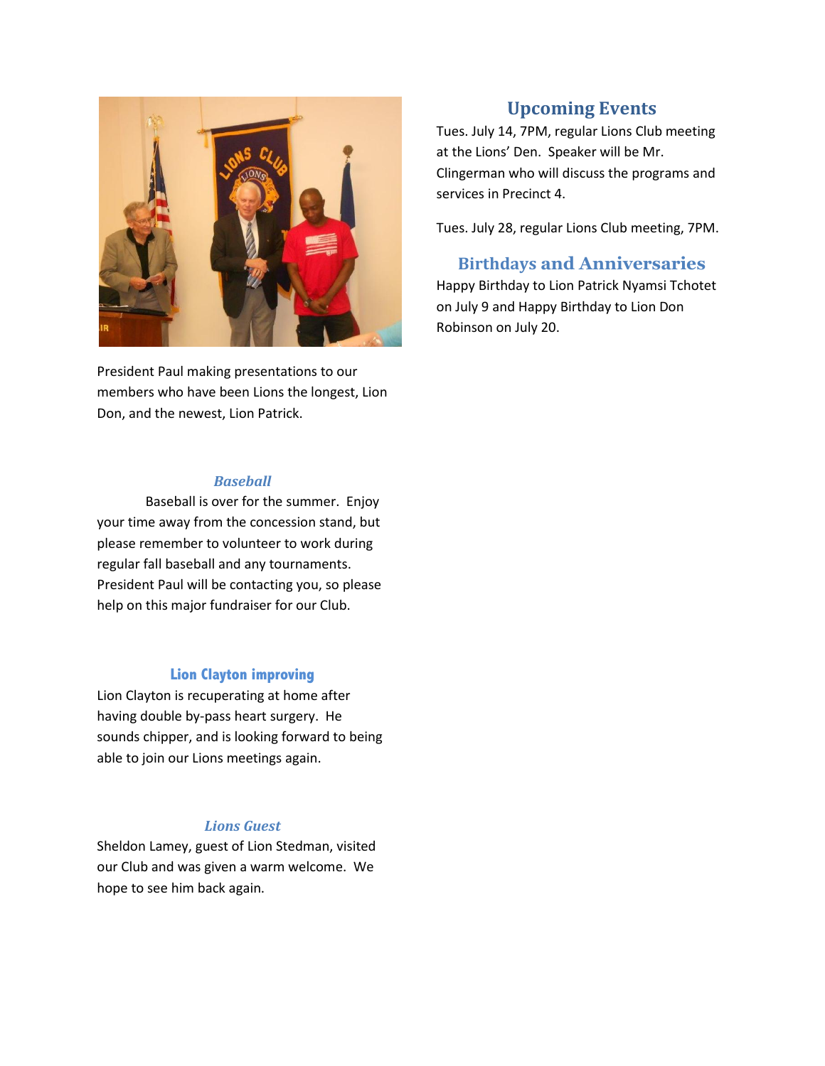President Paul making presentations to our members who have been Lions the longest, Lion Don, and the newest, Lion Patrick.

### *Baseball*

Baseball is over for the summer. Enjoy your time away from the concession stand, but please remember to volunteer to work during regular fall baseball and any tournaments. President Paul will be contacting you, so please help on this major fundraiser for our Club.

### Lion Clayton improving

Lion Clayton is recuperating at home after having double by-pass heart surgery. He sounds chipper, and is looking forward to being able to join our Lions meetings again.

### *Lions Guest*

Sheldon Lamey, guest of Lion Stedman, visited our Club and was given a warm welcome. We hope to see him back again.

## Upcoming Events

Tues. July 14, 7PM, regular Lions Club meeting at the Lions' Den. Speaker will be Mr. Clingerman who will discuss the programs and services in Precinct 4.

Tues. July 28, regular Lions Club meeting, 7PM.

## Birthdays and Anniversaries

Happy Birthday to Lion Patrick Nyamsi Tchotet on July 9 and Happy Birthday to Lion Don Robinson on July 20.